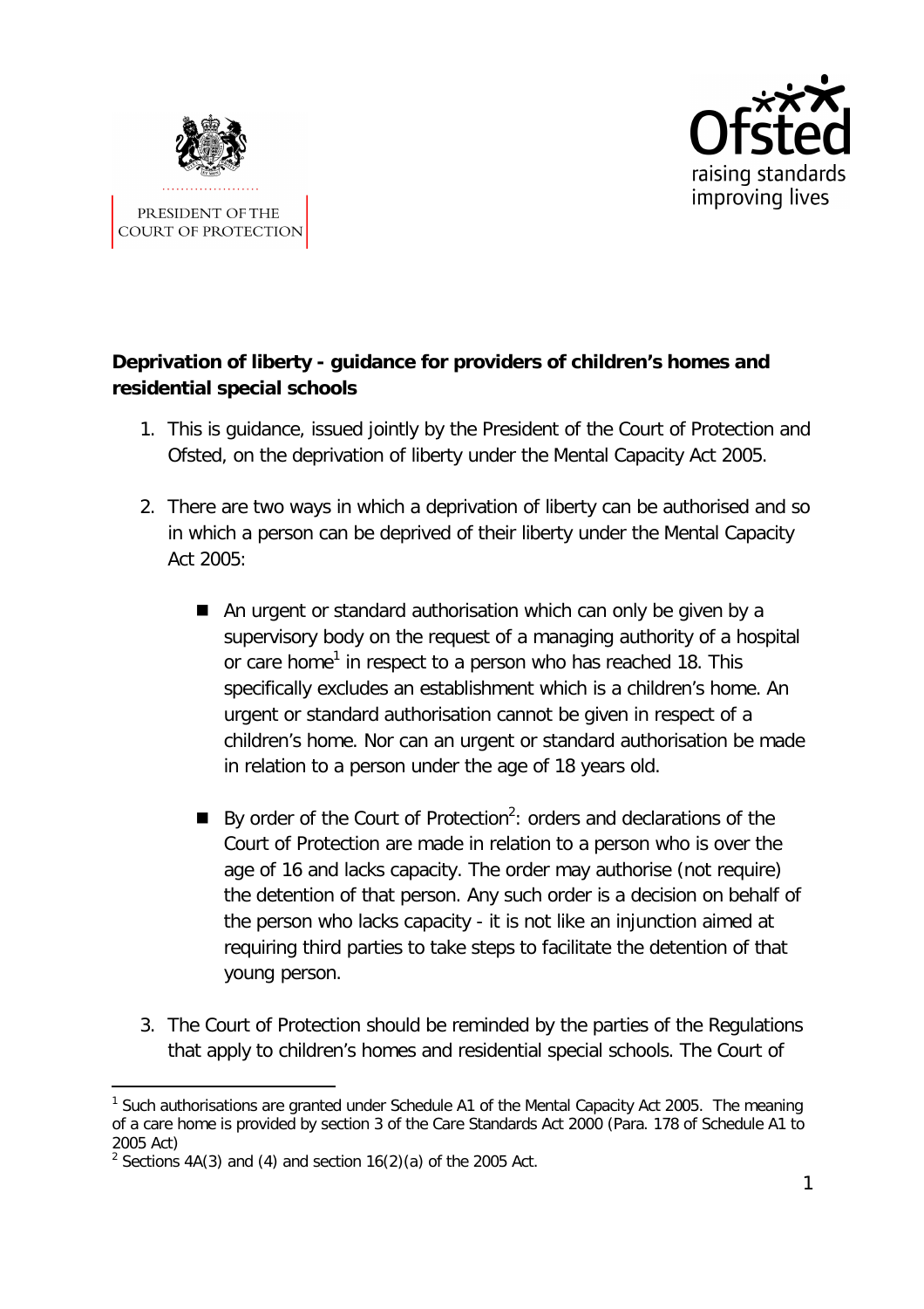PRESIDENT OF THE COURT OF PROTECTION

Ofsted
raising standards improving lives

**Deprivation of liberty - guidance for providers of children's homes and residential special schools**

1. This is guidance, issued jointly by the President of the Court of Protection and Ofsted, on the deprivation of liberty under the Mental Capacity Act 2005.

2. There are two ways in which a deprivation of liberty can be authorised and so in which a person can be deprived of their liberty under the Mental Capacity Act 2005:

   - An urgent or standard authorisation which can only be given by a supervisory body on the request of a managing authority of a hospital or care home[1] in respect to a person who has reached 18. This specifically excludes an establishment which is a children's home. An urgent or standard authorisation cannot be given in respect of a children's home. Nor can an urgent or standard authorisation be made in relation to a person under the age of 18 years old.

   - By order of the Court of Protection[2]: orders and declarations of the Court of Protection are made in relation to a person who is over the age of 16 and lacks capacity. The order may authorise (not require) the detention of that person. Any such order is a decision on behalf of the person who lacks capacity - it is not like an injunction aimed at requiring third parties to take steps to facilitate the detention of that young person.

3. The Court of Protection should be reminded by the parties of the Regulations that apply to children's homes and residential special schools. The Court of

[1] Such authorisations are granted under Schedule A1 of the Mental Capacity Act 2005. The meaning of a care home is provided by section 3 of the Care Standards Act 2000 (Para. 178 of Schedule A1 to 2005 Act)

[2] Sections 4A(3) and (4) and section 16(2)(a) of the 2005 Act.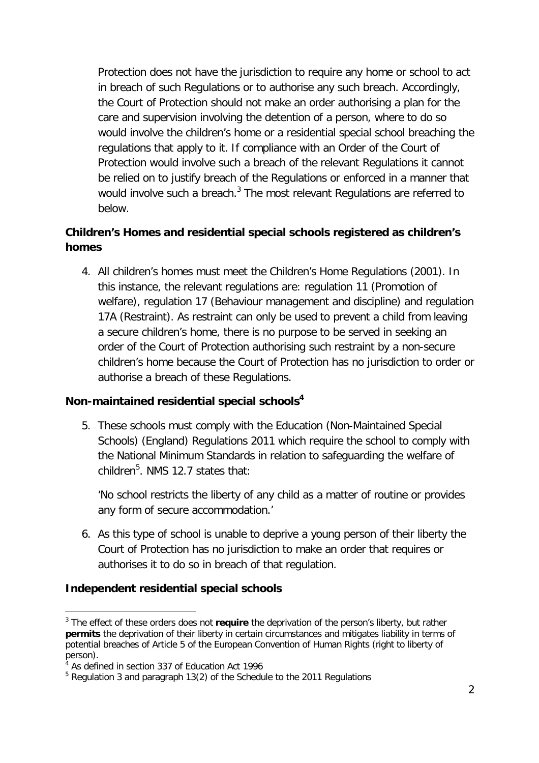Protection does not have the jurisdiction to require any home or school to act in breach of such Regulations or to authorise any such breach. Accordingly, the Court of Protection should not make an order authorising a plan for the care and supervision involving the detention of a person, where to do so would involve the children's home or a residential special school breaching the regulations that apply to it. If compliance with an Order of the Court of Protection would involve such a breach of the relevant Regulations it cannot be relied on to justify breach of the Regulations or enforced in a manner that would involve such a breach.[3] The most relevant Regulations are referred to below.

### Children's Homes and residential special schools registered as children's homes

4. All children's homes must meet the Children's Home Regulations (2001). In this instance, the relevant regulations are: regulation 11 (Promotion of welfare), regulation 17 (Behaviour management and discipline) and regulation 17A (Restraint). As restraint can only be used to prevent a child from leaving a secure children's home, there is no purpose to be served in seeking an order of the Court of Protection authorising such restraint by a non-secure children's home because the Court of Protection has no jurisdiction to order or authorise a breach of these Regulations.

### Non-maintained residential special schools[4]

5. These schools must comply with the Education (Non-Maintained Special Schools) (England) Regulations 2011 which require the school to comply with the National Minimum Standards in relation to safeguarding the welfare of children[5]. NMS 12.7 states that:

   'No school restricts the liberty of any child as a matter of routine or provides any form of secure accommodation.'

6. As this type of school is unable to deprive a young person of their liberty the Court of Protection has no jurisdiction to make an order that requires or authorises it to do so in breach of that regulation.

### Independent residential special schools

---

[3] The effect of these orders does not **require** the deprivation of the person's liberty, but rather **permits** the deprivation of their liberty in certain circumstances and mitigates liability in terms of potential breaches of Article 5 of the European Convention of Human Rights (right to liberty of person).

[4] As defined in section 337 of Education Act 1996

[5] Regulation 3 and paragraph 13(2) of the Schedule to the 2011 Regulations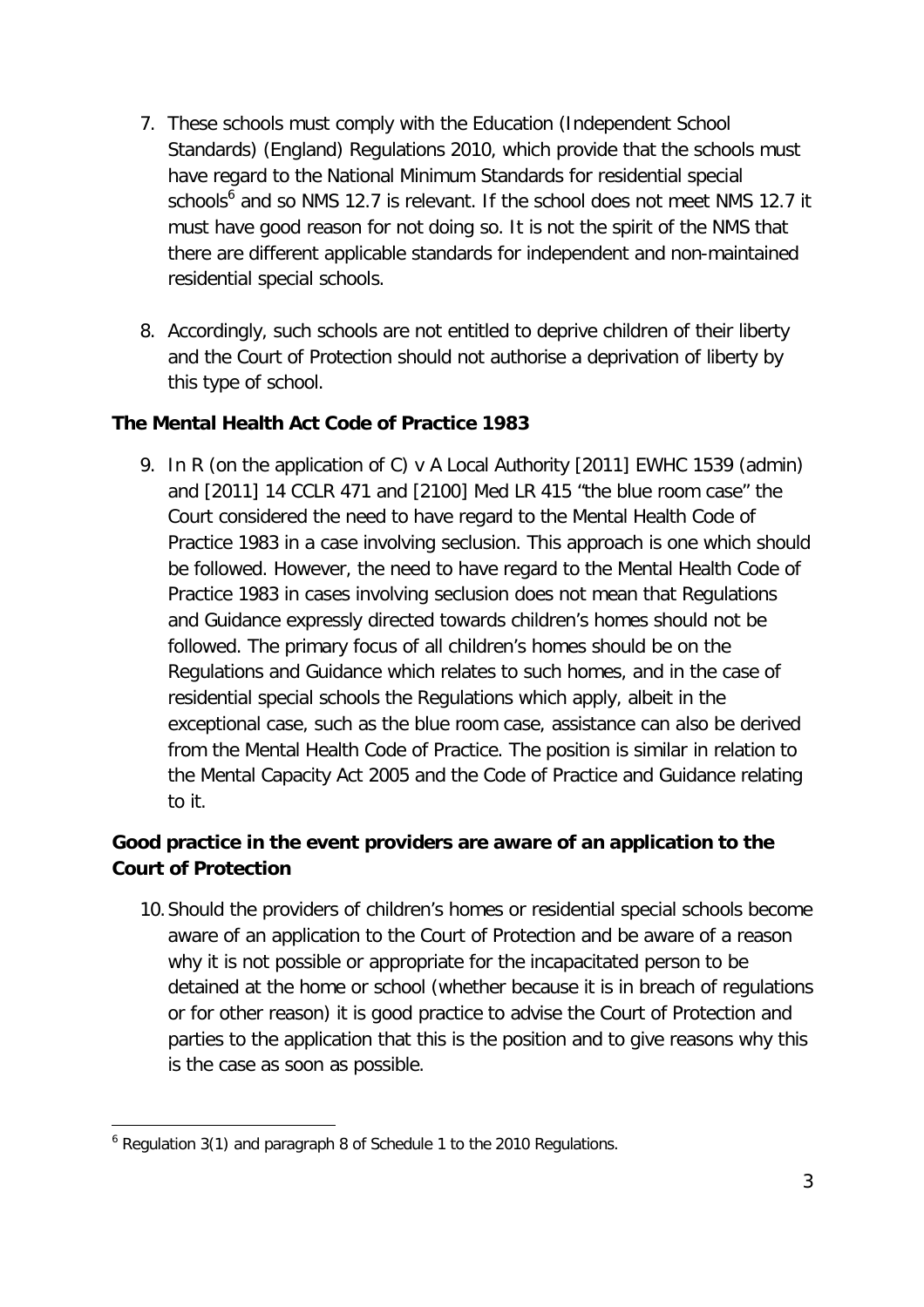7. These schools must comply with the Education (Independent School Standards) (England) Regulations 2010, which provide that the schools must have regard to the National Minimum Standards for residential special schools[6] and so NMS 12.7 is relevant. If the school does not meet NMS 12.7 it must have good reason for not doing so. It is not the spirit of the NMS that there are different applicable standards for independent and non-maintained residential special schools.

8. Accordingly, such schools are not entitled to deprive children of their liberty and the Court of Protection should not authorise a deprivation of liberty by this type of school.

**The Mental Health Act Code of Practice 1983**

9. In R (on the application of C) v A Local Authority [2011] EWHC 1539 (admin) and [2011] 14 CCLR 471 and [2100] Med LR 415 "the blue room case" the Court considered the need to have regard to the Mental Health Code of Practice 1983 in a case involving seclusion. This approach is one which should be followed. However, the need to have regard to the Mental Health Code of Practice 1983 in cases involving seclusion does not mean that Regulations and Guidance expressly directed towards children's homes should not be followed. The primary focus of all children's homes should be on the Regulations and Guidance which relates to such homes, and in the case of residential special schools the Regulations which apply, albeit in the exceptional case, such as the blue room case, assistance can also be derived from the Mental Health Code of Practice. The position is similar in relation to the Mental Capacity Act 2005 and the Code of Practice and Guidance relating to it.

**Good practice in the event providers are aware of an application to the Court of Protection**

10. Should the providers of children's homes or residential special schools become aware of an application to the Court of Protection and be aware of a reason why it is not possible or appropriate for the incapacitated person to be detained at the home or school (whether because it is in breach of regulations or for other reason) it is good practice to advise the Court of Protection and parties to the application that this is the position and to give reasons why this is the case as soon as possible.

---

[6] Regulation 3(1) and paragraph 8 of Schedule 1 to the 2010 Regulations.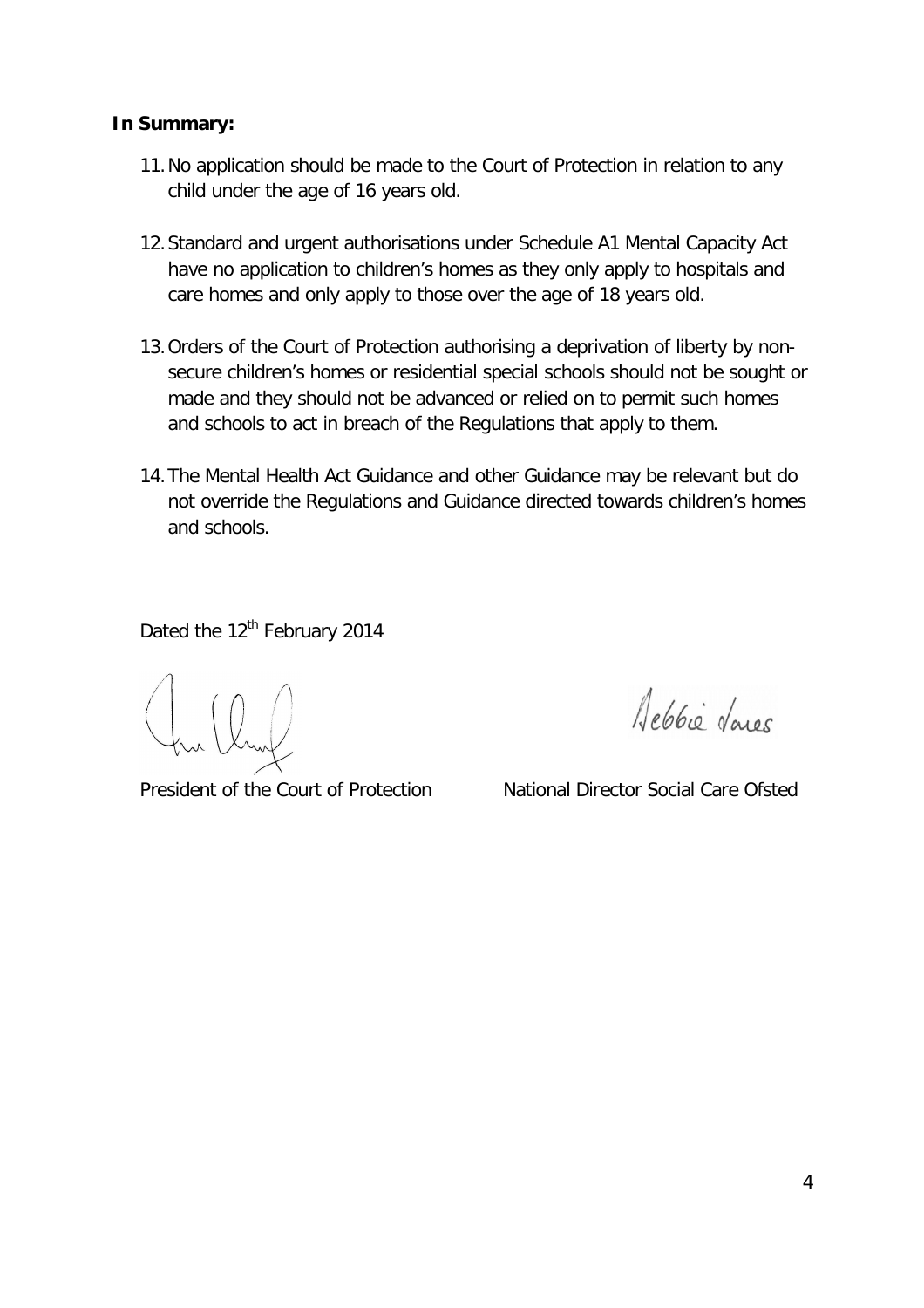**In Summary:**

11. No application should be made to the Court of Protection in relation to any child under the age of 16 years old.

12. Standard and urgent authorisations under Schedule A1 Mental Capacity Act have no application to children's homes as they only apply to hospitals and care homes and only apply to those over the age of 18 years old.

13. Orders of the Court of Protection authorising a deprivation of liberty by non-secure children's homes or residential special schools should not be sought or made and they should not be advanced or relied on to permit such homes and schools to act in breach of the Regulations that apply to them.

14. The Mental Health Act Guidance and other Guidance may be relevant but do not override the Regulations and Guidance directed towards children's homes and schools.

Dated the 12th February 2014

President of the Court of Protection

National Director Social Care Ofsted